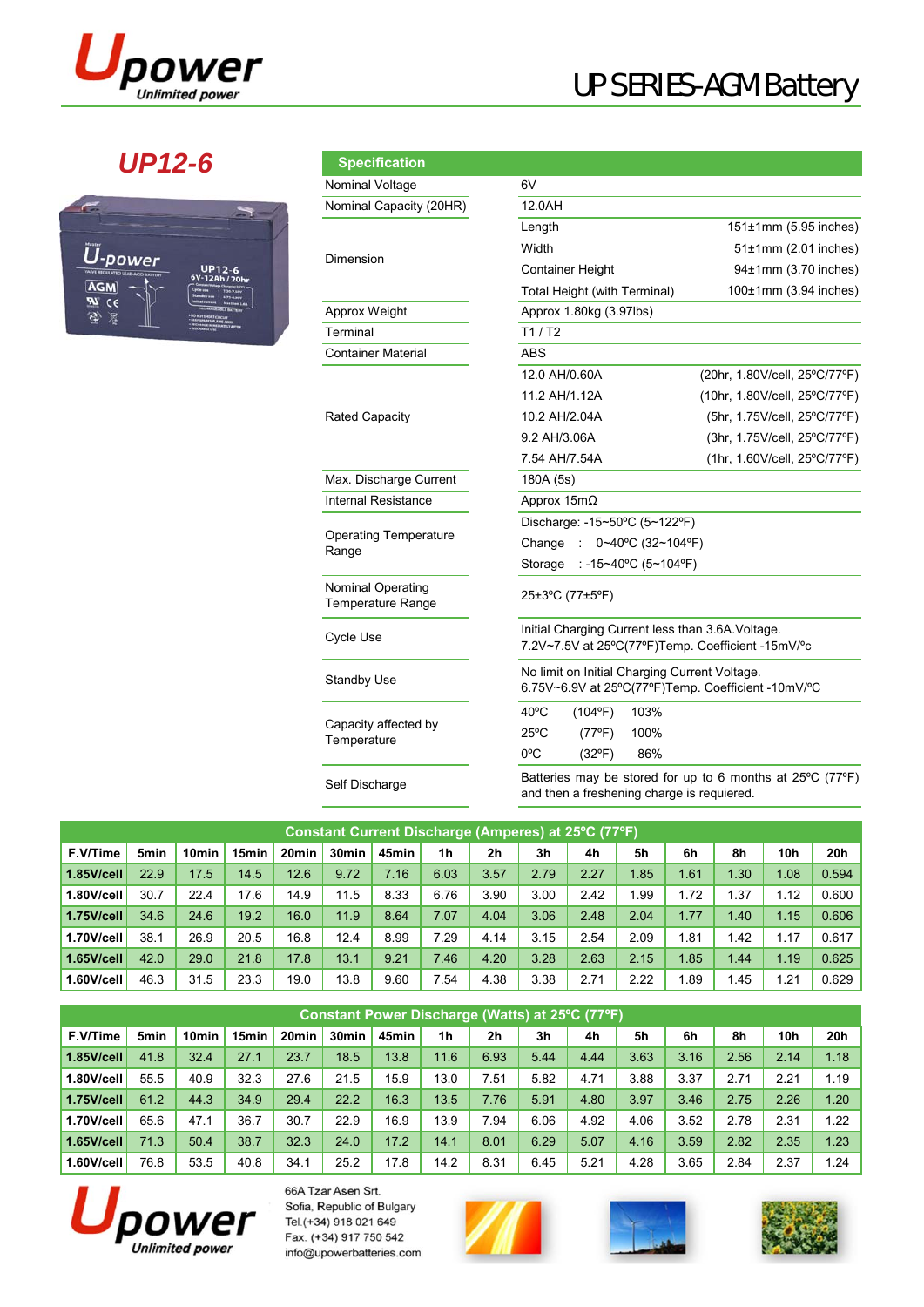# UP SERIES-AGM Battery

## UP12-6

| Specification | | |
|---|---|---|
| Nominal Voltage | 6V | |
| Nominal Capacity (20HR) | 12.0AH | |
| Dimension | Length | 151±1mm (5.95 inches) |
| | Width | 51±1mm (2.01 inches) |
| | Container Height | 94±1mm (3.70 inches) |
| | Total Height (with Terminal) | 100±1mm (3.94 inches) |
| Approx Weight | Approx 1.80kg (3.97lbs) | |
| Terminal | T1 / T2 | |
| Container Material | ABS | |
| Rated Capacity | 12.0 AH/0.60A | (20hr, 1.80V/cell, 25ºC/77ºF) |
| | 11.2 AH/1.12A | (10hr, 1.80V/cell, 25ºC/77ºF) |
| | 10.2 AH/2.04A | (5hr, 1.75V/cell, 25ºC/77ºF) |
| | 9.2 AH/3.06A | (3hr, 1.75V/cell, 25ºC/77ºF) |
| | 7.54 AH/7.54A | (1hr, 1.60V/cell, 25ºC/77ºF) |
| Max. Discharge Current | 180A (5s) | |
| Internal Resistance | Approx 15mΩ | |
| Operating Temperature Range | Discharge: -15~50ºC (5~122ºF) | |
| | Change : 0~40ºC (32~104ºF) | |
| | Storage : -15~40ºC (5~104ºF) | |
| Nominal Operating Temperature Range | 25±3ºC (77±5ºF) | |
| Cycle Use | Initial Charging Current less than 3.6A.Voltage. 7.2V~7.5V at 25ºC(77ºF)Temp. Coefficient -15mV/ºc | |
| Standby Use | No limit on Initial Charging Current Voltage. 6.75V~6.9V at 25ºC(77ºF)Temp. Coefficient -10mV/ºC | |
| Capacity affected by Temperature | 40ºC (104ºF) 103% | |
| | 25ºC (77ºF) 100% | |
| | 0ºC (32ºF) 86% | |
| Self Discharge | Batteries may be stored for up to 6 months at 25ºC (77ºF) and then a freshening charge is requiered. | |

### Constant Current Discharge (Amperes) at 25ºC (77ºF)

| F.V/Time | 5min | 10min | 15min | 20min | 30min | 45min | 1h | 2h | 3h | 4h | 5h | 6h | 8h | 10h | 20h |
|---|---|---|---|---|---|---|---|---|---|---|---|---|---|---|---|
| 1.85V/cell | 22.9 | 17.5 | 14.5 | 12.6 | 9.72 | 7.16 | 6.03 | 3.57 | 2.79 | 2.27 | 1.85 | 1.61 | 1.30 | 1.08 | 0.594 |
| 1.80V/cell | 30.7 | 22.4 | 17.6 | 14.9 | 11.5 | 8.33 | 6.76 | 3.90 | 3.00 | 2.42 | 1.99 | 1.72 | 1.37 | 1.12 | 0.600 |
| 1.75V/cell | 34.6 | 24.6 | 19.2 | 16.0 | 11.9 | 8.64 | 7.07 | 4.04 | 3.06 | 2.48 | 2.04 | 1.77 | 1.40 | 1.15 | 0.606 |
| 1.70V/cell | 38.1 | 26.9 | 20.5 | 16.8 | 12.4 | 8.99 | 7.29 | 4.14 | 3.15 | 2.54 | 2.09 | 1.81 | 1.42 | 1.17 | 0.617 |
| 1.65V/cell | 42.0 | 29.0 | 21.8 | 17.8 | 13.1 | 9.21 | 7.46 | 4.20 | 3.28 | 2.63 | 2.15 | 1.85 | 1.44 | 1.19 | 0.625 |
| 1.60V/cell | 46.3 | 31.5 | 23.3 | 19.0 | 13.8 | 9.60 | 7.54 | 4.38 | 3.38 | 2.71 | 2.22 | 1.89 | 1.45 | 1.21 | 0.629 |

### Constant Power Discharge (Watts) at 25ºC (77ºF)

| F.V/Time | 5min | 10min | 15min | 20min | 30min | 45min | 1h | 2h | 3h | 4h | 5h | 6h | 8h | 10h | 20h |
|---|---|---|---|---|---|---|---|---|---|---|---|---|---|---|---|
| 1.85V/cell | 41.8 | 32.4 | 27.1 | 23.7 | 18.5 | 13.8 | 11.6 | 6.93 | 5.44 | 4.44 | 3.63 | 3.16 | 2.56 | 2.14 | 1.18 |
| 1.80V/cell | 55.5 | 40.9 | 32.3 | 27.6 | 21.5 | 15.9 | 13.0 | 7.51 | 5.82 | 4.71 | 3.88 | 3.37 | 2.71 | 2.21 | 1.19 |
| 1.75V/cell | 61.2 | 44.3 | 34.9 | 29.4 | 22.2 | 16.3 | 13.5 | 7.76 | 5.91 | 4.80 | 3.97 | 3.46 | 2.75 | 2.26 | 1.20 |
| 1.70V/cell | 65.6 | 47.1 | 36.7 | 30.7 | 22.9 | 16.9 | 13.9 | 7.94 | 6.06 | 4.92 | 4.06 | 3.52 | 2.78 | 2.31 | 1.22 |
| 1.65V/cell | 71.3 | 50.4 | 38.7 | 32.3 | 24.0 | 17.2 | 14.1 | 8.01 | 6.29 | 5.07 | 4.16 | 3.59 | 2.82 | 2.35 | 1.23 |
| 1.60V/cell | 76.8 | 53.5 | 40.8 | 34.1 | 25.2 | 17.8 | 14.2 | 8.31 | 6.45 | 5.21 | 4.28 | 3.65 | 2.84 | 2.37 | 1.24 |

66A Tzar Asen Srt.
Sofia, Republic of Bulgary
Tel.(+34) 918 021 649
Fax. (+34) 917 750 542
info@upowerbatteries.com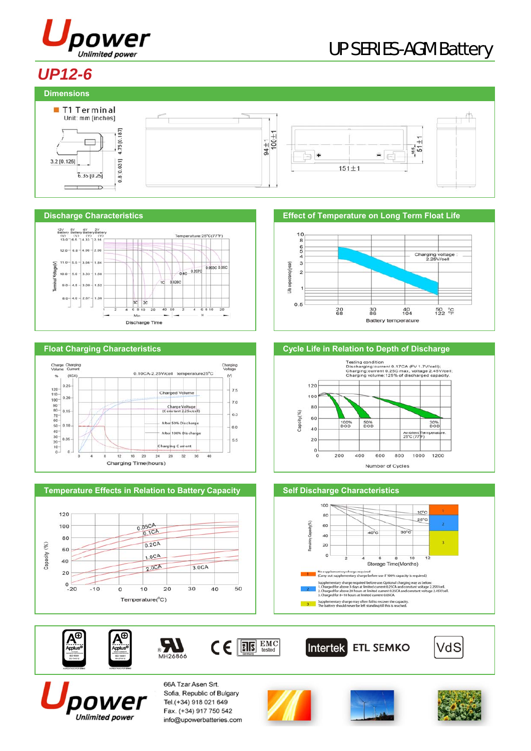Upower
Unlimited power

UP SERIES-AGM Battery

# UP12-6

## Dimensions

T1 Terminal
Unit: mm [inches]

4.75 [0.187]
3.2 [0.125]
0.8 [0.031]
6.35 [0.25]

94±1
100±1
151±1
51±1

## Discharge Characteristics

12V Battery (V) | 6V Battery (V) | 4V Battery (V) | 2V Battery (V)

13.0 6.5 4.33 2.16
12.0 6.0 4.00 2.00
11.0 5.5 3.66 1.84
10.0 5.0 3.33 1.68
9.0 4.5 3.00 1.52
8.0 4.0 2.67 1.36

Terminal Voltage(V)

Temperature:25°C(77°F)

3C 2C 1C 0.62C 0.4C 0.207C 0.093C 0.05C

1 2 4 6 8 10 20 40 60 2 4 6 8 10 20

Min H

Discharge Time

## Effect of Temperature on Long Term Float Life

10 8 6 5 4 3 2 1 0.5

Life expectancy(year)

Charging voltage : 2.25V/cell

20 68 30 86 40 104 50 122 °C °F

Battery temperature

## Float Charging Characteristics

Charge Volume % | Charging Current (XCA) | Charging Voltage (V)

0.10CA-2.25V/cell temperature25°C

120 110 100 90 80 70 60 50 40 30 20 10 0

0.25 0.20 0.15 0.10 0.05 0

7.5 7.0 6.5 6.0 5.5

Charged Volume
Charge Voltage (Constant 2.25v/cell)
After 50% Discharge
After 100% Discharge
Charging Current

0 4 8 12 16 20 24 28 32 36 40

Charging Time(hours)

## Cycle Life in Relation to Depth of Discharge

Testing condition
Discharging:current 0.17CA (FV 1.7V/cell);
Charging:current 0.25C max, voltage 2.45V/cell;
Charging volume:125% of discharged capacity.

120 100 80 60 40 20 0

Capacity(%)

100% DOD
50% DOD
30% DOD

Ambient Temperature: 25°C (77°F)

0 200 400 600 800 1000 1200

Number of Cycles

## Temperature Effects in Relation to Battery Capacity

120 100 80 60 40 20 0

Capacity (%)

0.05CA
0.1CA
0.2CA
1.0CA
2.0CA
3.0CA

-20 -10 0 10 20 30 40 50

Temperature(°C)

## Self Discharge Characteristics

100 80 60 40 20 0

Remaining Capacity(%)

10°C 25°C 30°C 40°C

1 2 3

0 2 4 6 8 10 12

Storage Time(Months)

1 — No supplementary charge required
(Carry out supplementary charge before use if 100% capacity is required)

2 — Supplementary charge required before use.Optional charging way as below:
1. Charged for above 3 days at limited current 0.25CA and constant voltage 2.25V/cell.
2. Charged for above 20 hours at limited current 0.25CA and constant voltage 2.45V/cell.
3. Charged for 8~10 hours at limited current 0.05CA

3 — Supplementary charge may often fail to recover the capacity.
The battery should never be left standing till this is reached.

Aplus ISO 9001 | Aplus ISO 14001 | UL MH26866 | CE | EMC tested | Intertek ETL SEMKO | VdS

Upower
Unlimited power

66A Tzar Asen Str.
Sofia, Republic of Bulgary
Tel.(+34) 918 021 649
Fax. (+34) 917 750 542
info@upowerbatteries.com